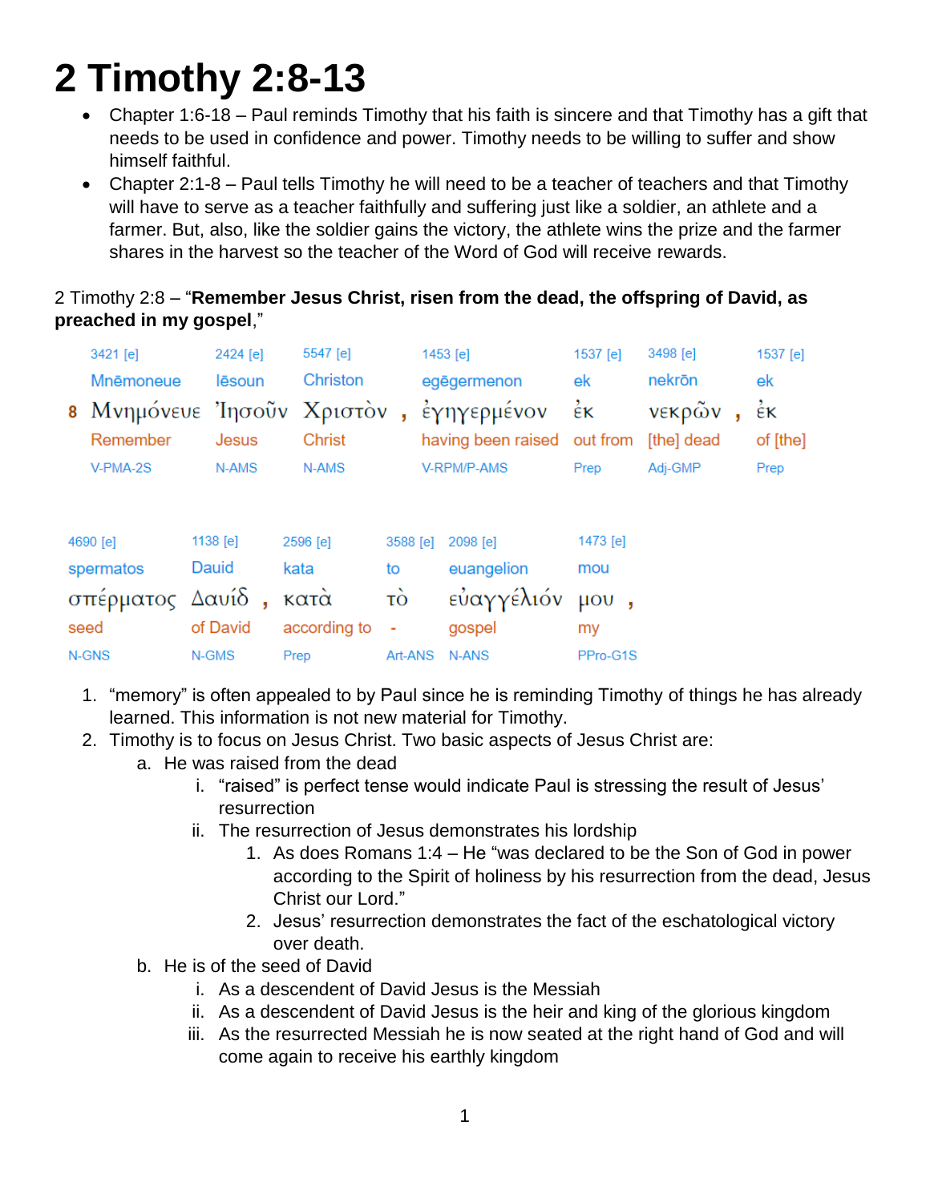# 2 Timothy 2:8-13

- Chapter 1:6-18 – Paul reminds Timothy that his faith is sincere and that Timothy has a gift that needs to be used in confidence and power. Timothy needs to be willing to suffer and show himself faithful.
- Chapter 2:1-8 – Paul tells Timothy he will need to be a teacher of teachers and that Timothy will have to serve as a teacher faithfully and suffering just like a soldier, an athlete and a farmer. But, also, like the soldier gains the victory, the athlete wins the prize and the farmer shares in the harvest so the teacher of the Word of God will receive rewards.

2 Timothy 2:8 – "**Remember Jesus Christ, risen from the dead, the offspring of David, as preached in my gospel**,"

| 3421 [e] | 2424 [e] | 5547 [e] | | 1453 [e] | 1537 [e] | 3498 [e] | | 1537 [e] |
|---|---|---|---|---|---|---|---|---|
| Mnēmoneue | Iēsoun | Christon | | egēgermenon | ek | nekrōn | | ek |
| 8 Μνημόνευε | Ἰησοῦν | Χριστὸν | , | ἐγηγερμένον | ἐκ | νεκρῶν | , | ἐκ |
| Remember | Jesus | Christ | | having been raised | out from | [the] dead | | of [the] |
| V-PMA-2S | N-AMS | N-AMS | | V-RPM/P-AMS | Prep | Adj-GMP | | Prep |

| 4690 [e] | 1138 [e] | | 2596 [e] | 3588 [e] | 2098 [e] | 1473 [e] | |
|---|---|---|---|---|---|---|---|
| spermatos | Dauid | | kata | to | euangelion | mou | |
| σπέρματος | Δαυίδ | , | κατὰ | τὸ | εὐαγγέλιόν | μου | , |
| seed | of David | | according to | - | gospel | my | |
| N-GNS | N-GMS | | Prep | Art-ANS | N-ANS | PPro-G1S | |

1. "memory" is often appealed to by Paul since he is reminding Timothy of things he has already learned. This information is not new material for Timothy.
2. Timothy is to focus on Jesus Christ. Two basic aspects of Jesus Christ are:
   a. He was raised from the dead
      i. "raised" is perfect tense would indicate Paul is stressing the result of Jesus' resurrection
      ii. The resurrection of Jesus demonstrates his lordship
         1. As does Romans 1:4 – He "was declared to be the Son of God in power according to the Spirit of holiness by his resurrection from the dead, Jesus Christ our Lord."
         2. Jesus' resurrection demonstrates the fact of the eschatological victory over death.
   b. He is of the seed of David
      i. As a descendent of David Jesus is the Messiah
      ii. As a descendent of David Jesus is the heir and king of the glorious kingdom
      iii. As the resurrected Messiah he is now seated at the right hand of God and will come again to receive his earthly kingdom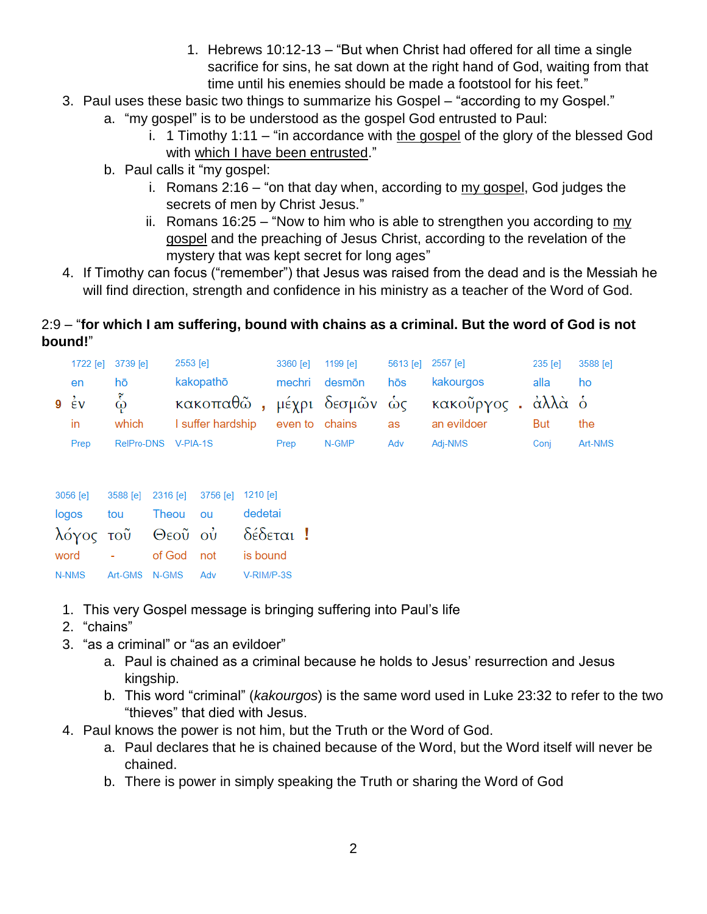1. Hebrews 10:12-13 – “But when Christ had offered for all time a single sacrifice for sins, he sat down at the right hand of God, waiting from that time until his enemies should be made a footstool for his feet.”

3. Paul uses these basic two things to summarize his Gospel – “according to my Gospel.”
   a. “my gospel” is to be understood as the gospel God entrusted to Paul:
      i. 1 Timothy 1:11 – “in accordance with <u>the gospel</u> of the glory of the blessed God with <u>which I have been entrusted</u>.”
   b. Paul calls it “my gospel:
      i. Romans 2:16 – “on that day when, according to <u>my gospel</u>, God judges the secrets of men by Christ Jesus.”
      ii. Romans 16:25 – “Now to him who is able to strengthen you according to <u>my gospel</u> and the preaching of Jesus Christ, according to the revelation of the mystery that was kept secret for long ages”
4. If Timothy can focus (“remember”) that Jesus was raised from the dead and is the Messiah he will find direction, strength and confidence in his ministry as a teacher of the Word of God.

2:9 – “**for which I am suffering, bound with chains as a criminal. But the word of God is not bound!**”

| | 1722 [e] | 3739 [e] | 2553 [e] | | 3360 [e] | 1199 [e] | 5613 [e] | 2557 [e] | | 235 [e] | 3588 [e] |
|---|---|---|---|---|---|---|---|---|---|---|---|
| | en | hō | kakopathō | | mechri | desmōn | hōs | kakourgos | | alla | ho |
| 9 | ἐν | ᾧ | κακοπαθῶ | , | μέχρι | δεσμῶν | ὡς | κακοῦργος | . | ἀλλὰ | ὁ |
| | in | which | I suffer hardship | | even to | chains | as | an evildoer | | But | the |
| | Prep | RelPro-DNS | V-PIA-1S | | Prep | N-GMP | Adv | Adj-NMS | | Conj | Art-NMS |

| 3056 [e] | 3588 [e] | 2316 [e] | 3756 [e] | 1210 [e] | |
|---|---|---|---|---|---|
| logos | tou | Theou | ou | dedetai | |
| λόγος | τοῦ | Θεοῦ | οὐ | δέδεται | ! |
| word | - | of God | not | is bound | |
| N-NMS | Art-GMS | N-GMS | Adv | V-RIM/P-3S | |

1. This very Gospel message is bringing suffering into Paul’s life
2. “chains”
3. “as a criminal” or “as an evildoer”
   a. Paul is chained as a criminal because he holds to Jesus’ resurrection and Jesus kingship.
   b. This word “criminal” (*kakourgos*) is the same word used in Luke 23:32 to refer to the two “thieves” that died with Jesus.
4. Paul knows the power is not him, but the Truth or the Word of God.
   a. Paul declares that he is chained because of the Word, but the Word itself will never be chained.
   b. There is power in simply speaking the Truth or sharing the Word of God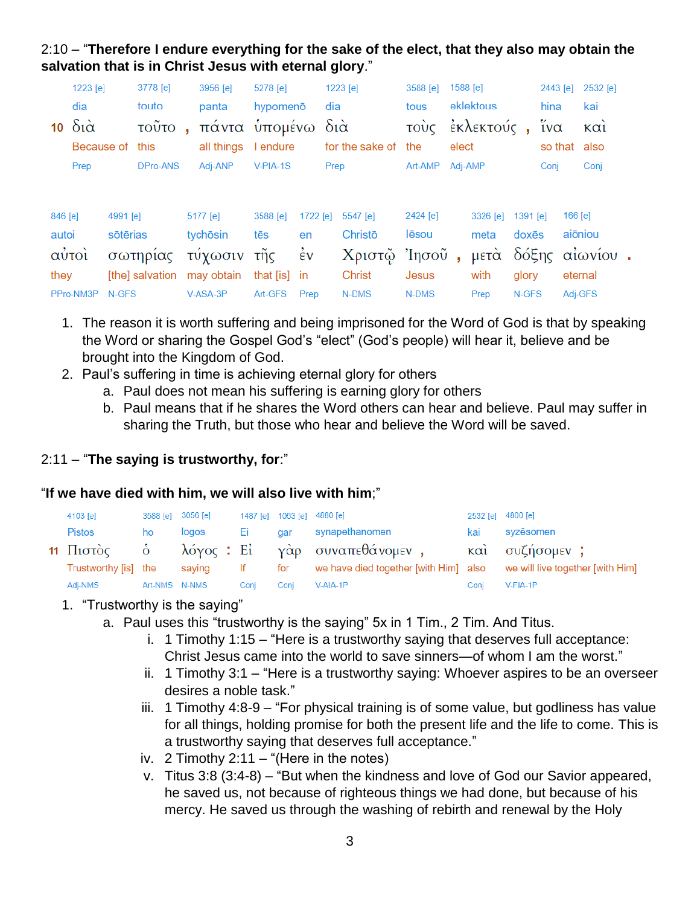2:10 – “**Therefore I endure everything for the sake of the elect, that they also may obtain the salvation that is in Christ Jesus with eternal glory**.”

| | 1223 [e] | 3778 [e] | | 3956 [e] | 5278 [e] | 1223 [e] | 3588 [e] | 1588 [e] | | 2443 [e] | 2532 [e] |
|---|---|---|---|---|---|---|---|---|---|---|---|
| | dia | touto | | panta | hypomenō | dia | tous | eklektous | | hina | kai |
| 10 | διὰ | τοῦτο | , | πάντα | ὑπομένω | διὰ | τοὺς | ἐκλεκτούς | , | ἵνα | καὶ |
| | Because of | this | | all things | I endure | for the sake of | the | elect | | so that | also |
| | Prep | DPro-ANS | | Adj-ANP | V-PIA-1S | Prep | Art-AMP | Adj-AMP | | Conj | Conj |

| 846 [e] | 4991 [e] | 5177 [e] | 3588 [e] | 1722 [e] | 5547 [e] | 2424 [e] | | 3326 [e] | 1391 [e] | 166 [e] | |
|---|---|---|---|---|---|---|---|---|---|---|---|
| autoi | sōtērias | tychōsin | tēs | en | Christō | Iēsou | | meta | doxēs | aiōniou | |
| αὐτοὶ | σωτηρίας | τύχωσιν | τῆς | ἐν | Χριστῷ | Ἰησοῦ | , | μετὰ | δόξης | αἰωνίου | . |
| they | [the] salvation | may obtain | that [is] | in | Christ | Jesus | | with | glory | eternal | |
| PPro-NM3P | N-GFS | V-ASA-3P | Art-GFS | Prep | N-DMS | N-DMS | | Prep | N-GFS | Adj-GFS | |

1. The reason it is worth suffering and being imprisoned for the Word of God is that by speaking the Word or sharing the Gospel God’s “elect” (God’s people) will hear it, believe and be brought into the Kingdom of God.
2. Paul’s suffering in time is achieving eternal glory for others
   a. Paul does not mean his suffering is earning glory for others
   b. Paul means that if he shares the Word others can hear and believe. Paul may suffer in sharing the Truth, but those who hear and believe the Word will be saved.

2:11 – “**The saying is trustworthy, for**:”

“**If we have died with him, we will also live with him**;”

| | 4103 [e] | 3588 [e] | 3056 [e] | | 1487 [e] | 1063 [e] | 4880 [e] | | 2532 [e] | 4800 [e] | |
|---|---|---|---|---|---|---|---|---|---|---|---|
| | Pistos | ho | logos | | Ei | gar | synapethanomen | | kai | syzēsomen | |
| 11 | Πιστὸς | ὁ | λόγος | : | Εἰ | γὰρ | συναπεθάνομεν | , | καὶ | συζήσομεν | ; |
| | Trustworthy [is] | the | saying | | If | for | we have died together [with Him] | | also | we will live together [with Him] | |
| | Adj-NMS | Art-NMS | N-NMS | | Conj | Conj | V-AIA-1P | | Conj | V-FIA-1P | |

1. “Trustworthy is the saying”
   a. Paul uses this “trustworthy is the saying” 5x in 1 Tim., 2 Tim. And Titus.
      i. 1 Timothy 1:15 – “Here is a trustworthy saying that deserves full acceptance: Christ Jesus came into the world to save sinners—of whom I am the worst.”
      ii. 1 Timothy 3:1 – “Here is a trustworthy saying: Whoever aspires to be an overseer desires a noble task.”
      iii. 1 Timothy 4:8-9 – “For physical training is of some value, but godliness has value for all things, holding promise for both the present life and the life to come. This is a trustworthy saying that deserves full acceptance.”
      iv. 2 Timothy 2:11 – “(Here in the notes)
      v. Titus 3:8 (3:4-8) – “But when the kindness and love of God our Savior appeared, he saved us, not because of righteous things we had done, but because of his mercy. He saved us through the washing of rebirth and renewal by the Holy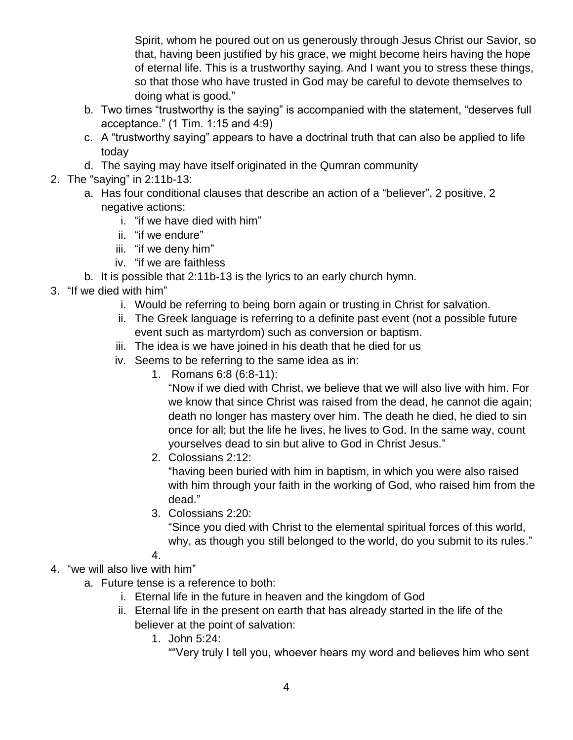Spirit, whom he poured out on us generously through Jesus Christ our Savior, so that, having been justified by his grace, we might become heirs having the hope of eternal life. This is a trustworthy saying. And I want you to stress these things, so that those who have trusted in God may be careful to devote themselves to doing what is good."

  b. Two times "trustworthy is the saying" is accompanied with the statement, "deserves full acceptance." (1 Tim. 1:15 and 4:9)
  c. A "trustworthy saying" appears to have a doctrinal truth that can also be applied to life today
  d. The saying may have itself originated in the Qumran community

2. The "saying" in 2:11b-13:
    a. Has four conditional clauses that describe an action of a "believer", 2 positive, 2 negative actions:
        i. "if we have died with him"
        ii. "if we endure"
        iii. "if we deny him"
        iv. "if we are faithless
    b. It is possible that 2:11b-13 is the lyrics to an early church hymn.

3. "If we died with him"
        i. Would be referring to being born again or trusting in Christ for salvation.
        ii. The Greek language is referring to a definite past event (not a possible future event such as martyrdom) such as conversion or baptism.
        iii. The idea is we have joined in his death that he died for us
        iv. Seems to be referring to the same idea as in:
            1. Romans 6:8 (6:8-11):
               "Now if we died with Christ, we believe that we will also live with him. For we know that since Christ was raised from the dead, he cannot die again; death no longer has mastery over him. The death he died, he died to sin once for all; but the life he lives, he lives to God. In the same way, count yourselves dead to sin but alive to God in Christ Jesus."
            2. Colossians 2:12:
               "having been buried with him in baptism, in which you were also raised with him through your faith in the working of God, who raised him from the dead."
            3. Colossians 2:20:
               "Since you died with Christ to the elemental spiritual forces of this world, why, as though you still belonged to the world, do you submit to its rules."
            4.

4. "we will also live with him"
    a. Future tense is a reference to both:
        i. Eternal life in the future in heaven and the kingdom of God
        ii. Eternal life in the present on earth that has already started in the life of the believer at the point of salvation:
            1. John 5:24:
               ""Very truly I tell you, whoever hears my word and believes him who sent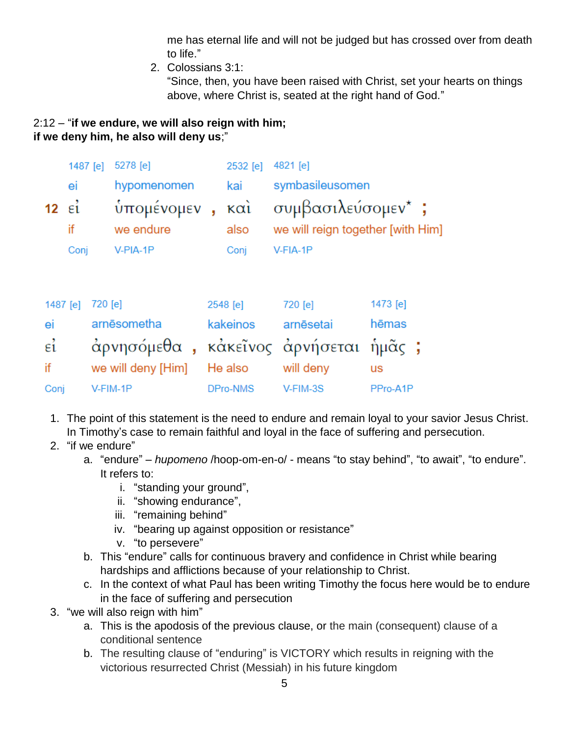me has eternal life and will not be judged but has crossed over from death to life."

2. Colossians 3:1:
"Since, then, you have been raised with Christ, set your hearts on things above, where Christ is, seated at the right hand of God."

2:12 – "**if we endure, we will also reign with him;**
**if we deny him, he also will deny us**;"

| | 1487 [e] | 5278 [e] | | 2532 [e] | 4821 [e] | |
|---|---|---|---|---|---|---|
| | ei | hypomenomen | | kai | symbasileusomen | |
| 12 | εἰ | ὑπομένομεν | , | καὶ | συμβασιλεύσομεν* | ; |
| | if | we endure | | also | we will reign together [with Him] | |
| | Conj | V-PIA-1P | | Conj | V-FIA-1P | |

| 1487 [e] | 720 [e] | | 2548 [e] | 720 [e] | 1473 [e] | |
|---|---|---|---|---|---|---|
| ei | arnēsometha | | kakeinos | arnēsetai | hēmas | |
| εἰ | ἀρνησόμεθα | , | κἀκεῖνος | ἀρνήσεται | ἡμᾶς | ; |
| if | we will deny [Him] | | He also | will deny | us | |
| Conj | V-FIM-1P | | DPro-NMS | V-FIM-3S | PPro-A1P | |

1. The point of this statement is the need to endure and remain loyal to your savior Jesus Christ. In Timothy's case to remain faithful and loyal in the face of suffering and persecution.
2. "if we endure"
   a. "endure" – *hupomeno* /hoop-om-en-o/ - means "to stay behind", "to await", "to endure". It refers to:
      i. "standing your ground",
      ii. "showing endurance",
      iii. "remaining behind"
      iv. "bearing up against opposition or resistance"
      v. "to persevere"
   b. This "endure" calls for continuous bravery and confidence in Christ while bearing hardships and afflictions because of your relationship to Christ.
   c. In the context of what Paul has been writing Timothy the focus here would be to endure in the face of suffering and persecution
3. "we will also reign with him"
   a. This is the apodosis of the previous clause, or the main (consequent) clause of a conditional sentence
   b. The resulting clause of "enduring" is VICTORY which results in reigning with the victorious resurrected Christ (Messiah) in his future kingdom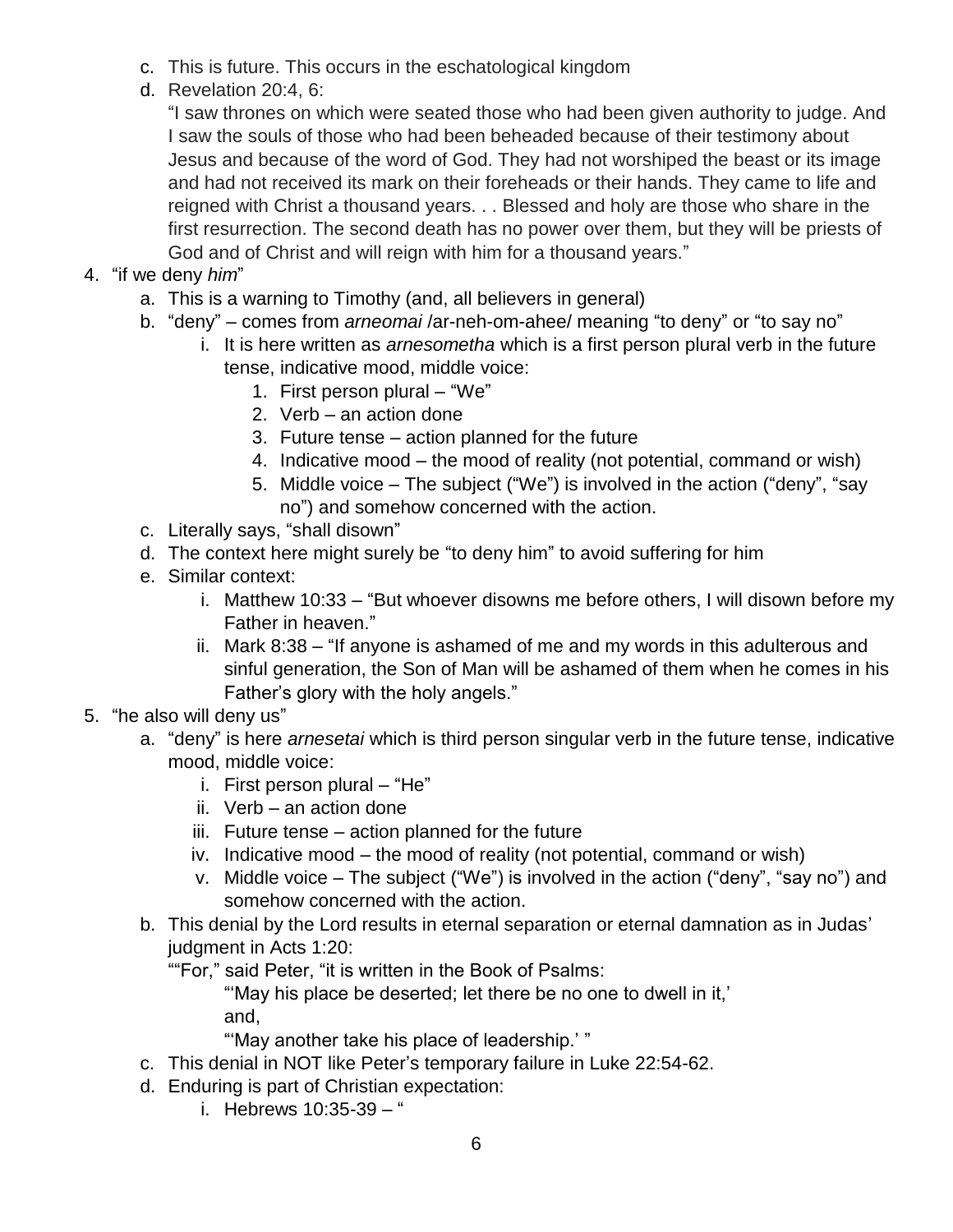c. This is future. This occurs in the eschatological kingdom
d. Revelation 20:4, 6:
   "I saw thrones on which were seated those who had been given authority to judge. And I saw the souls of those who had been beheaded because of their testimony about Jesus and because of the word of God. They had not worshiped the beast or its image and had not received its mark on their foreheads or their hands. They came to life and reigned with Christ a thousand years. . . Blessed and holy are those who share in the first resurrection. The second death has no power over them, but they will be priests of God and of Christ and will reign with him for a thousand years."

4. "if we deny *him*"
   a. This is a warning to Timothy (and, all believers in general)
   b. "deny" – comes from *arneomai* /ar-neh-om-ahee/ meaning "to deny" or "to say no"
      i. It is here written as *arnesometha* which is a first person plural verb in the future tense, indicative mood, middle voice:
         1. First person plural – "We"
         2. Verb – an action done
         3. Future tense – action planned for the future
         4. Indicative mood – the mood of reality (not potential, command or wish)
         5. Middle voice – The subject ("We") is involved in the action ("deny", "say no") and somehow concerned with the action.
   c. Literally says, "shall disown"
   d. The context here might surely be "to deny him" to avoid suffering for him
   e. Similar context:
      i. Matthew 10:33 – "But whoever disowns me before others, I will disown before my Father in heaven."
      ii. Mark 8:38 – "If anyone is ashamed of me and my words in this adulterous and sinful generation, the Son of Man will be ashamed of them when he comes in his Father's glory with the holy angels."

5. "he also will deny us"
   a. "deny" is here *arnesetai* which is third person singular verb in the future tense, indicative mood, middle voice:
      i. First person plural – "He"
      ii. Verb – an action done
      iii. Future tense – action planned for the future
      iv. Indicative mood – the mood of reality (not potential, command or wish)
      v. Middle voice – The subject ("We") is involved in the action ("deny", "say no") and somehow concerned with the action.
   b. This denial by the Lord results in eternal separation or eternal damnation as in Judas' judgment in Acts 1:20:
      ""For," said Peter, "it is written in the Book of Psalms:
         "'May his place be deserted; let there be no one to dwell in it,'
         and,
         "'May another take his place of leadership.' "
   c. This denial in NOT like Peter's temporary failure in Luke 22:54-62.
   d. Enduring is part of Christian expectation:
      i. Hebrews 10:35-39 – "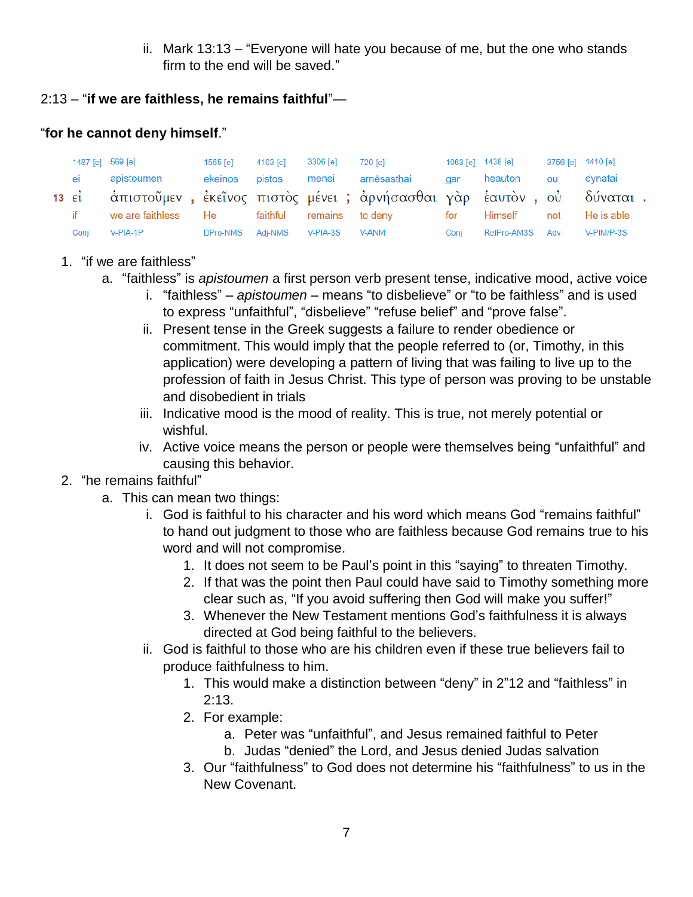ii. Mark 13:13 – “Everyone will hate you because of me, but the one who stands firm to the end will be saved.”

2:13 – “**if we are faithless, he remains faithful**”—

“**for he cannot deny himself**.”

| | 1487 [e] | 569 [e] | | 1565 [e] | 4103 [e] | 3306 [e] | | 720 [e] | 1063 [e] | 1438 [e] | | 3756 [e] | 1410 [e] | |
|---|---|---|---|---|---|---|---|---|---|---|---|---|---|---|
| | ei | apistoumen | | ekeinos | pistos | menei | | arnēsasthai | gar | heauton | | ou | dynatai | |
| 13 | εἰ | ἀπιστοῦμεν | , | ἐκεῖνος | πιστὸς | μένει | ; | ἀρνήσασθαι | γὰρ | ἑαυτὸν | , | οὐ | δύναται | . |
| | if | we are faithless | | He | faithful | remains | | to deny | for | Himself | | not | He is able | |
| | Conj | V-PIA-1P | | DPro-NMS | Adj-NMS | V-PIA-3S | | V-ANM | Conj | RefPro-AM3S | | Adv | V-PIM/P-3S | |

1. “if we are faithless”
   a. “faithless” is *apistoumen* a first person verb present tense, indicative mood, active voice
      i. “faithless” – *apistoumen* – means “to disbelieve” or “to be faithless” and is used to express “unfaithful”, “disbelieve” “refuse belief” and “prove false”.
      ii. Present tense in the Greek suggests a failure to render obedience or commitment. This would imply that the people referred to (or, Timothy, in this application) were developing a pattern of living that was failing to live up to the profession of faith in Jesus Christ. This type of person was proving to be unstable and disobedient in trials
      iii. Indicative mood is the mood of reality. This is true, not merely potential or wishful.
      iv. Active voice means the person or people were themselves being “unfaithful” and causing this behavior.
2. “he remains faithful”
   a. This can mean two things:
      i. God is faithful to his character and his word which means God “remains faithful” to hand out judgment to those who are faithless because God remains true to his word and will not compromise.
         1. It does not seem to be Paul’s point in this “saying” to threaten Timothy.
         2. If that was the point then Paul could have said to Timothy something more clear such as, “If you avoid suffering then God will make you suffer!”
         3. Whenever the New Testament mentions God’s faithfulness it is always directed at God being faithful to the believers.
      ii. God is faithful to those who are his children even if these true believers fail to produce faithfulness to him.
         1. This would make a distinction between “deny” in 2”12 and “faithless” in 2:13.
         2. For example:
            a. Peter was “unfaithful”, and Jesus remained faithful to Peter
            b. Judas “denied” the Lord, and Jesus denied Judas salvation
         3. Our “faithfulness” to God does not determine his “faithfulness” to us in the New Covenant.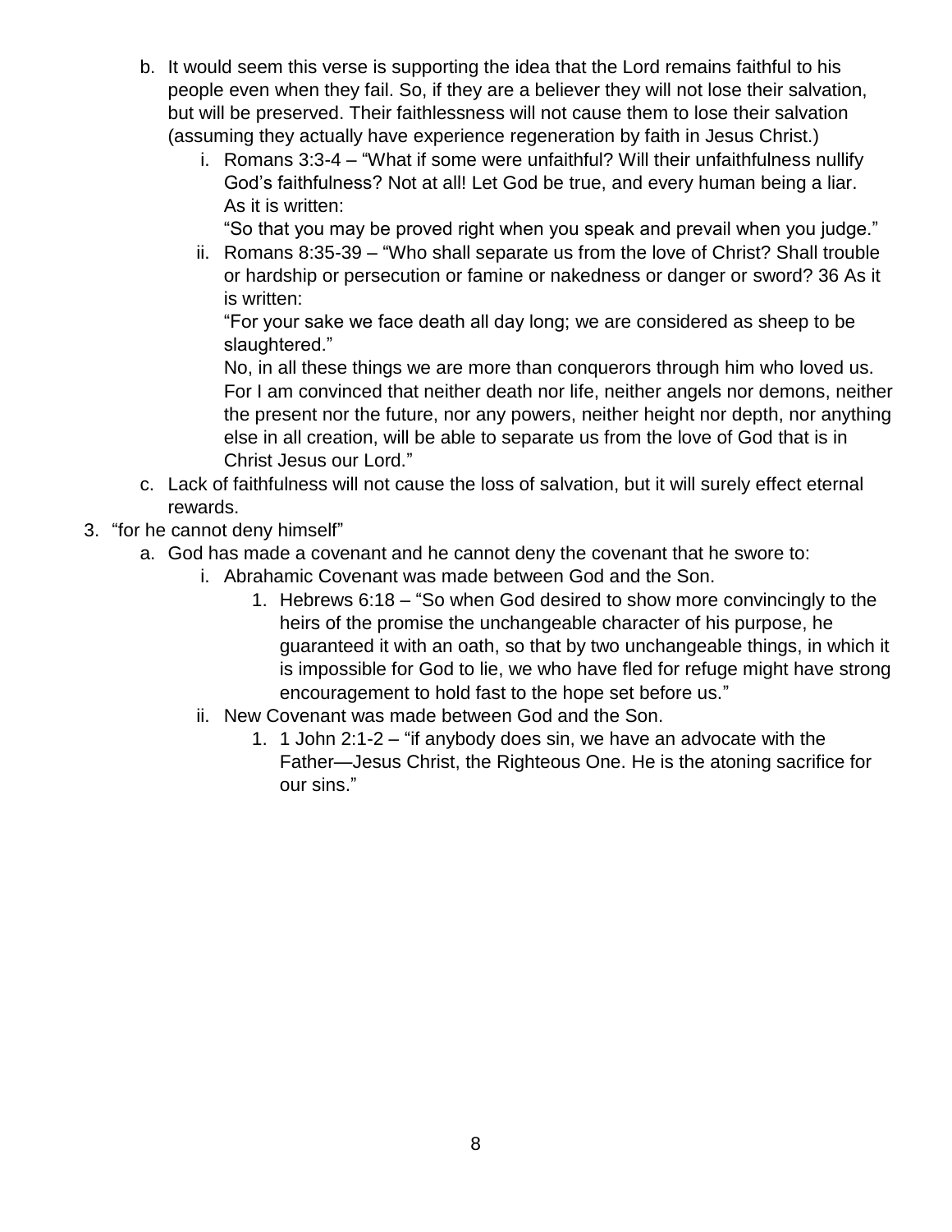b. It would seem this verse is supporting the idea that the Lord remains faithful to his people even when they fail. So, if they are a believer they will not lose their salvation, but will be preserved. Their faithlessness will not cause them to lose their salvation (assuming they actually have experience regeneration by faith in Jesus Christ.)
   i. Romans 3:3-4 – "What if some were unfaithful? Will their unfaithfulness nullify God's faithfulness? Not at all! Let God be true, and every human being a liar. As it is written:
      "So that you may be proved right when you speak and prevail when you judge."
   ii. Romans 8:35-39 – "Who shall separate us from the love of Christ? Shall trouble or hardship or persecution or famine or nakedness or danger or sword? 36 As it is written:
      "For your sake we face death all day long; we are considered as sheep to be slaughtered."
      No, in all these things we are more than conquerors through him who loved us. For I am convinced that neither death nor life, neither angels nor demons, neither the present nor the future, nor any powers, neither height nor depth, nor anything else in all creation, will be able to separate us from the love of God that is in Christ Jesus our Lord."

c. Lack of faithfulness will not cause the loss of salvation, but it will surely effect eternal rewards.

3. "for he cannot deny himself"
   a. God has made a covenant and he cannot deny the covenant that he swore to:
      i. Abrahamic Covenant was made between God and the Son.
         1. Hebrews 6:18 – "So when God desired to show more convincingly to the heirs of the promise the unchangeable character of his purpose, he guaranteed it with an oath, so that by two unchangeable things, in which it is impossible for God to lie, we who have fled for refuge might have strong encouragement to hold fast to the hope set before us."
      ii. New Covenant was made between God and the Son.
         1. 1 John 2:1-2 – "if anybody does sin, we have an advocate with the Father—Jesus Christ, the Righteous One. He is the atoning sacrifice for our sins."